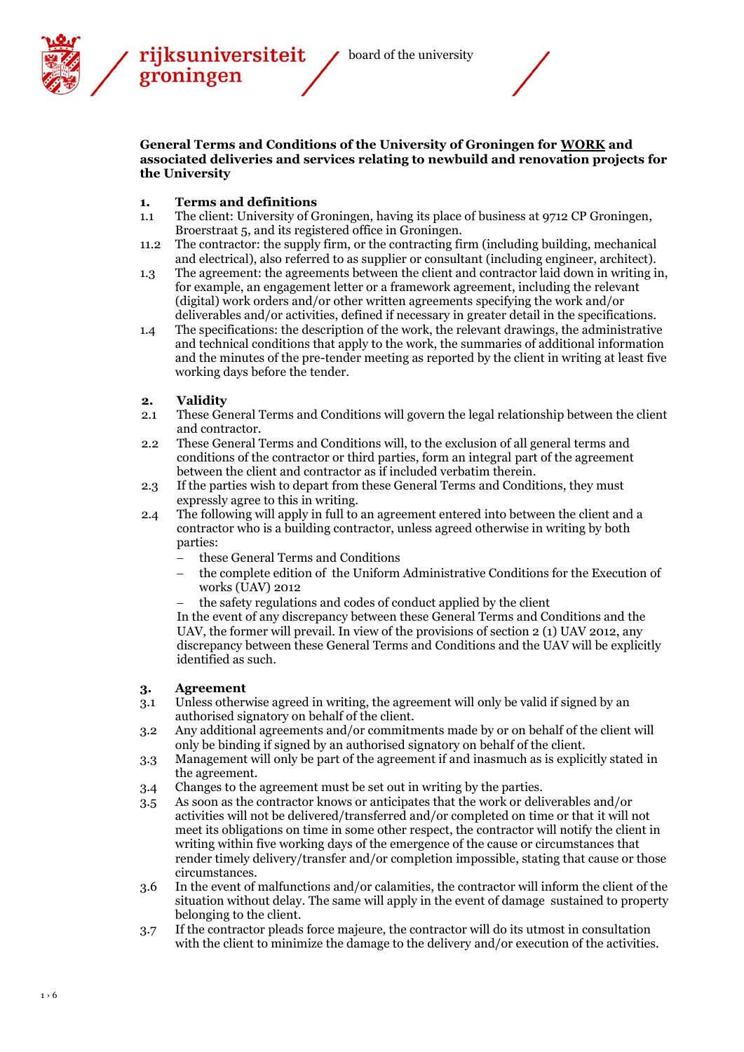rijksuniversiteit groningen — board of the university

**General Terms and Conditions of the University of Groningen for WORK and associated deliveries and services relating to newbuild and renovation projects for the University**

## 1. Terms and definitions

1.1 The client: University of Groningen, having its place of business at 9712 CP Groningen, Broerstraat 5, and its registered office in Groningen.

11.2 The contractor: the supply firm, or the contracting firm (including building, mechanical and electrical), also referred to as supplier or consultant (including engineer, architect).

1.3 The agreement: the agreements between the client and contractor laid down in writing in, for example, an engagement letter or a framework agreement, including the relevant (digital) work orders and/or other written agreements specifying the work and/or deliverables and/or activities, defined if necessary in greater detail in the specifications.

1.4 The specifications: the description of the work, the relevant drawings, the administrative and technical conditions that apply to the work, the summaries of additional information and the minutes of the pre-tender meeting as reported by the client in writing at least five working days before the tender.

## 2. Validity

2.1 These General Terms and Conditions will govern the legal relationship between the client and contractor.

2.2 These General Terms and Conditions will, to the exclusion of all general terms and conditions of the contractor or third parties, form an integral part of the agreement between the client and contractor as if included verbatim therein.

2.3 If the parties wish to depart from these General Terms and Conditions, they must expressly agree to this in writing.

2.4 The following will apply in full to an agreement entered into between the client and a contractor who is a building contractor, unless agreed otherwise in writing by both parties:

- these General Terms and Conditions
- the complete edition of the Uniform Administrative Conditions for the Execution of works (UAV) 2012
- the safety regulations and codes of conduct applied by the client

In the event of any discrepancy between these General Terms and Conditions and the UAV, the former will prevail. In view of the provisions of section 2 (1) UAV 2012, any discrepancy between these General Terms and Conditions and the UAV will be explicitly identified as such.

## 3. Agreement

3.1 Unless otherwise agreed in writing, the agreement will only be valid if signed by an authorised signatory on behalf of the client.

3.2 Any additional agreements and/or commitments made by or on behalf of the client will only be binding if signed by an authorised signatory on behalf of the client.

3.3 Management will only be part of the agreement if and inasmuch as is explicitly stated in the agreement.

3.4 Changes to the agreement must be set out in writing by the parties.

3.5 As soon as the contractor knows or anticipates that the work or deliverables and/or activities will not be delivered/transferred and/or completed on time or that it will not meet its obligations on time in some other respect, the contractor will notify the client in writing within five working days of the emergence of the cause or circumstances that render timely delivery/transfer and/or completion impossible, stating that cause or those circumstances.

3.6 In the event of malfunctions and/or calamities, the contractor will inform the client of the situation without delay. The same will apply in the event of damage sustained to property belonging to the client.

3.7 If the contractor pleads force majeure, the contractor will do its utmost in consultation with the client to minimize the damage to the delivery and/or execution of the activities.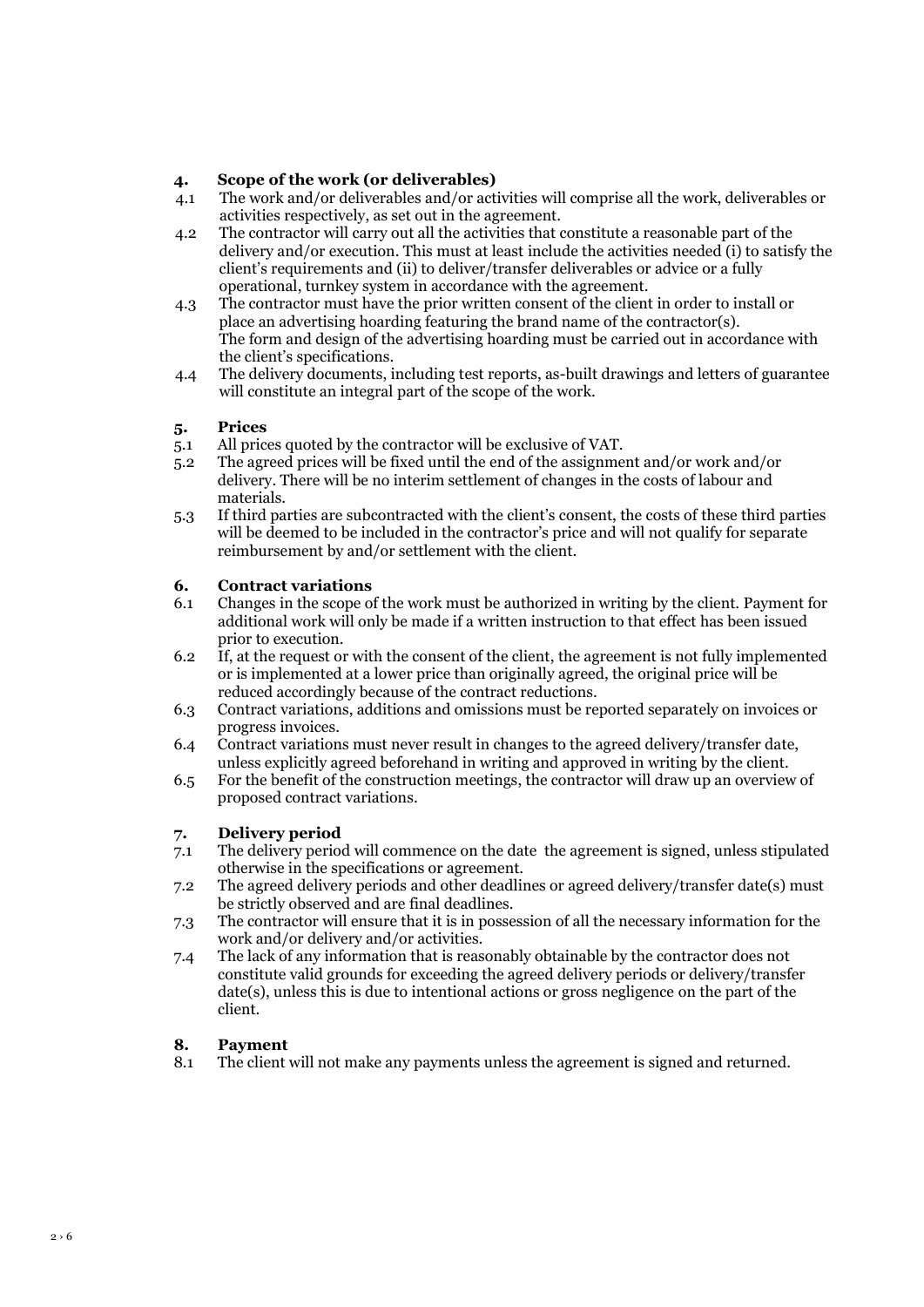## 4. Scope of the work (or deliverables)

4.1 The work and/or deliverables and/or activities will comprise all the work, deliverables or activities respectively, as set out in the agreement.

4.2 The contractor will carry out all the activities that constitute a reasonable part of the delivery and/or execution. This must at least include the activities needed (i) to satisfy the client's requirements and (ii) to deliver/transfer deliverables or advice or a fully operational, turnkey system in accordance with the agreement.

4.3 The contractor must have the prior written consent of the client in order to install or place an advertising hoarding featuring the brand name of the contractor(s). The form and design of the advertising hoarding must be carried out in accordance with the client's specifications.

4.4 The delivery documents, including test reports, as-built drawings and letters of guarantee will constitute an integral part of the scope of the work.

## 5. Prices

5.1 All prices quoted by the contractor will be exclusive of VAT.

5.2 The agreed prices will be fixed until the end of the assignment and/or work and/or delivery. There will be no interim settlement of changes in the costs of labour and materials.

5.3 If third parties are subcontracted with the client's consent, the costs of these third parties will be deemed to be included in the contractor's price and will not qualify for separate reimbursement by and/or settlement with the client.

## 6. Contract variations

6.1 Changes in the scope of the work must be authorized in writing by the client. Payment for additional work will only be made if a written instruction to that effect has been issued prior to execution.

6.2 If, at the request or with the consent of the client, the agreement is not fully implemented or is implemented at a lower price than originally agreed, the original price will be reduced accordingly because of the contract reductions.

6.3 Contract variations, additions and omissions must be reported separately on invoices or progress invoices.

6.4 Contract variations must never result in changes to the agreed delivery/transfer date, unless explicitly agreed beforehand in writing and approved in writing by the client.

6.5 For the benefit of the construction meetings, the contractor will draw up an overview of proposed contract variations.

## 7. Delivery period

7.1 The delivery period will commence on the date the agreement is signed, unless stipulated otherwise in the specifications or agreement.

7.2 The agreed delivery periods and other deadlines or agreed delivery/transfer date(s) must be strictly observed and are final deadlines.

7.3 The contractor will ensure that it is in possession of all the necessary information for the work and/or delivery and/or activities.

7.4 The lack of any information that is reasonably obtainable by the contractor does not constitute valid grounds for exceeding the agreed delivery periods or delivery/transfer date(s), unless this is due to intentional actions or gross negligence on the part of the client.

## 8. Payment

8.1 The client will not make any payments unless the agreement is signed and returned.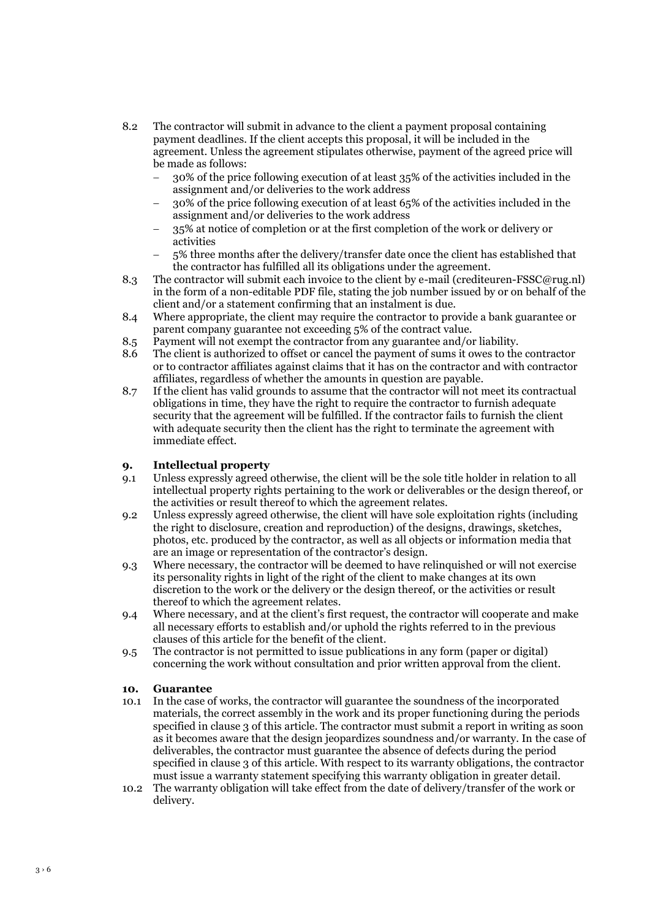8.2 The contractor will submit in advance to the client a payment proposal containing payment deadlines. If the client accepts this proposal, it will be included in the agreement. Unless the agreement stipulates otherwise, payment of the agreed price will be made as follows:

- 30% of the price following execution of at least 35% of the activities included in the assignment and/or deliveries to the work address
- 30% of the price following execution of at least 65% of the activities included in the assignment and/or deliveries to the work address
- 35% at notice of completion or at the first completion of the work or delivery or activities
- 5% three months after the delivery/transfer date once the client has established that the contractor has fulfilled all its obligations under the agreement.

8.3 The contractor will submit each invoice to the client by e-mail (crediteuren-FSSC@rug.nl) in the form of a non-editable PDF file, stating the job number issued by or on behalf of the client and/or a statement confirming that an instalment is due.

8.4 Where appropriate, the client may require the contractor to provide a bank guarantee or parent company guarantee not exceeding 5% of the contract value.

8.5 Payment will not exempt the contractor from any guarantee and/or liability.

8.6 The client is authorized to offset or cancel the payment of sums it owes to the contractor or to contractor affiliates against claims that it has on the contractor and with contractor affiliates, regardless of whether the amounts in question are payable.

8.7 If the client has valid grounds to assume that the contractor will not meet its contractual obligations in time, they have the right to require the contractor to furnish adequate security that the agreement will be fulfilled. If the contractor fails to furnish the client with adequate security then the client has the right to terminate the agreement with immediate effect.

## 9. Intellectual property

9.1 Unless expressly agreed otherwise, the client will be the sole title holder in relation to all intellectual property rights pertaining to the work or deliverables or the design thereof, or the activities or result thereof to which the agreement relates.

9.2 Unless expressly agreed otherwise, the client will have sole exploitation rights (including the right to disclosure, creation and reproduction) of the designs, drawings, sketches, photos, etc. produced by the contractor, as well as all objects or information media that are an image or representation of the contractor's design.

9.3 Where necessary, the contractor will be deemed to have relinquished or will not exercise its personality rights in light of the right of the client to make changes at its own discretion to the work or the delivery or the design thereof, or the activities or result thereof to which the agreement relates.

9.4 Where necessary, and at the client's first request, the contractor will cooperate and make all necessary efforts to establish and/or uphold the rights referred to in the previous clauses of this article for the benefit of the client.

9.5 The contractor is not permitted to issue publications in any form (paper or digital) concerning the work without consultation and prior written approval from the client.

## 10. Guarantee

10.1 In the case of works, the contractor will guarantee the soundness of the incorporated materials, the correct assembly in the work and its proper functioning during the periods specified in clause 3 of this article. The contractor must submit a report in writing as soon as it becomes aware that the design jeopardizes soundness and/or warranty. In the case of deliverables, the contractor must guarantee the absence of defects during the period specified in clause 3 of this article. With respect to its warranty obligations, the contractor must issue a warranty statement specifying this warranty obligation in greater detail.

10.2 The warranty obligation will take effect from the date of delivery/transfer of the work or delivery.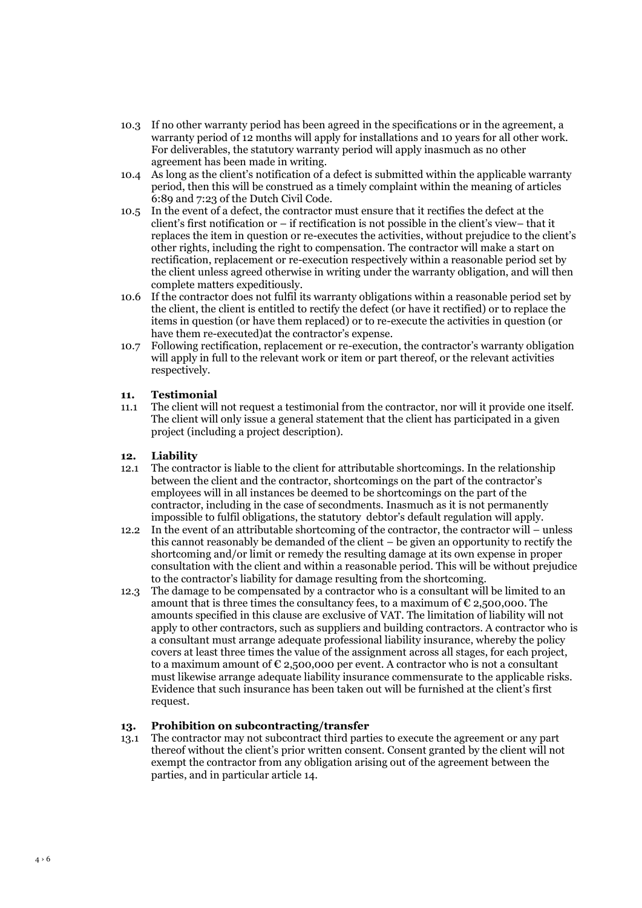10.3 If no other warranty period has been agreed in the specifications or in the agreement, a warranty period of 12 months will apply for installations and 10 years for all other work. For deliverables, the statutory warranty period will apply inasmuch as no other agreement has been made in writing.

10.4 As long as the client's notification of a defect is submitted within the applicable warranty period, then this will be construed as a timely complaint within the meaning of articles 6:89 and 7:23 of the Dutch Civil Code.

10.5 In the event of a defect, the contractor must ensure that it rectifies the defect at the client's first notification or – if rectification is not possible in the client's view– that it replaces the item in question or re-executes the activities, without prejudice to the client's other rights, including the right to compensation. The contractor will make a start on rectification, replacement or re-execution respectively within a reasonable period set by the client unless agreed otherwise in writing under the warranty obligation, and will then complete matters expeditiously.

10.6 If the contractor does not fulfil its warranty obligations within a reasonable period set by the client, the client is entitled to rectify the defect (or have it rectified) or to replace the items in question (or have them replaced) or to re-execute the activities in question (or have them re-executed)at the contractor's expense.

10.7 Following rectification, replacement or re-execution, the contractor's warranty obligation will apply in full to the relevant work or item or part thereof, or the relevant activities respectively.

## 11. Testimonial

11.1 The client will not request a testimonial from the contractor, nor will it provide one itself. The client will only issue a general statement that the client has participated in a given project (including a project description).

## 12. Liability

12.1 The contractor is liable to the client for attributable shortcomings. In the relationship between the client and the contractor, shortcomings on the part of the contractor's employees will in all instances be deemed to be shortcomings on the part of the contractor, including in the case of secondments. Inasmuch as it is not permanently impossible to fulfil obligations, the statutory debtor's default regulation will apply.

12.2 In the event of an attributable shortcoming of the contractor, the contractor will – unless this cannot reasonably be demanded of the client – be given an opportunity to rectify the shortcoming and/or limit or remedy the resulting damage at its own expense in proper consultation with the client and within a reasonable period. This will be without prejudice to the contractor's liability for damage resulting from the shortcoming.

12.3 The damage to be compensated by a contractor who is a consultant will be limited to an amount that is three times the consultancy fees, to a maximum of € 2,500,000. The amounts specified in this clause are exclusive of VAT. The limitation of liability will not apply to other contractors, such as suppliers and building contractors. A contractor who is a consultant must arrange adequate professional liability insurance, whereby the policy covers at least three times the value of the assignment across all stages, for each project, to a maximum amount of € 2,500,000 per event. A contractor who is not a consultant must likewise arrange adequate liability insurance commensurate to the applicable risks. Evidence that such insurance has been taken out will be furnished at the client's first request.

## 13. Prohibition on subcontracting/transfer

13.1 The contractor may not subcontract third parties to execute the agreement or any part thereof without the client's prior written consent. Consent granted by the client will not exempt the contractor from any obligation arising out of the agreement between the parties, and in particular article 14.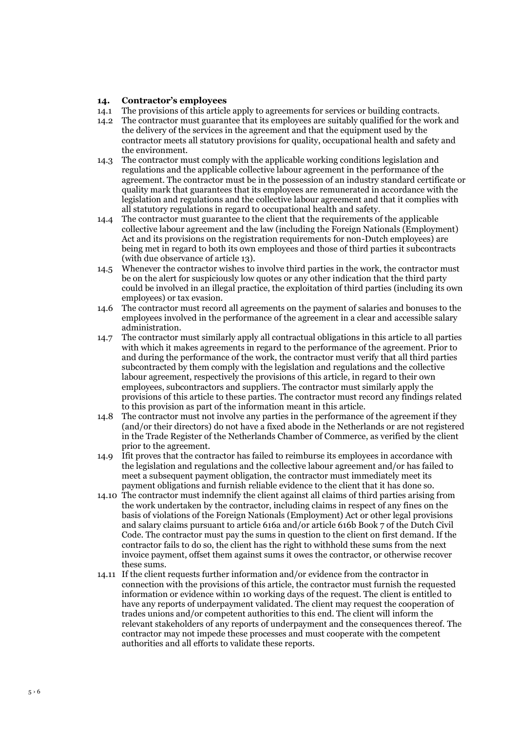## 14. Contractor's employees

14.1 The provisions of this article apply to agreements for services or building contracts.

14.2 The contractor must guarantee that its employees are suitably qualified for the work and the delivery of the services in the agreement and that the equipment used by the contractor meets all statutory provisions for quality, occupational health and safety and the environment.

14.3 The contractor must comply with the applicable working conditions legislation and regulations and the applicable collective labour agreement in the performance of the agreement. The contractor must be in the possession of an industry standard certificate or quality mark that guarantees that its employees are remunerated in accordance with the legislation and regulations and the collective labour agreement and that it complies with all statutory regulations in regard to occupational health and safety.

14.4 The contractor must guarantee to the client that the requirements of the applicable collective labour agreement and the law (including the Foreign Nationals (Employment) Act and its provisions on the registration requirements for non-Dutch employees) are being met in regard to both its own employees and those of third parties it subcontracts (with due observance of article 13).

14.5 Whenever the contractor wishes to involve third parties in the work, the contractor must be on the alert for suspiciously low quotes or any other indication that the third party could be involved in an illegal practice, the exploitation of third parties (including its own employees) or tax evasion.

14.6 The contractor must record all agreements on the payment of salaries and bonuses to the employees involved in the performance of the agreement in a clear and accessible salary administration.

14.7 The contractor must similarly apply all contractual obligations in this article to all parties with which it makes agreements in regard to the performance of the agreement. Prior to and during the performance of the work, the contractor must verify that all third parties subcontracted by them comply with the legislation and regulations and the collective labour agreement, respectively the provisions of this article, in regard to their own employees, subcontractors and suppliers. The contractor must similarly apply the provisions of this article to these parties. The contractor must record any findings related to this provision as part of the information meant in this article.

14.8 The contractor must not involve any parties in the performance of the agreement if they (and/or their directors) do not have a fixed abode in the Netherlands or are not registered in the Trade Register of the Netherlands Chamber of Commerce, as verified by the client prior to the agreement.

14.9 Ifit proves that the contractor has failed to reimburse its employees in accordance with the legislation and regulations and the collective labour agreement and/or has failed to meet a subsequent payment obligation, the contractor must immediately meet its payment obligations and furnish reliable evidence to the client that it has done so.

14.10 The contractor must indemnify the client against all claims of third parties arising from the work undertaken by the contractor, including claims in respect of any fines on the basis of violations of the Foreign Nationals (Employment) Act or other legal provisions and salary claims pursuant to article 616a and/or article 616b Book 7 of the Dutch Civil Code. The contractor must pay the sums in question to the client on first demand. If the contractor fails to do so, the client has the right to withhold these sums from the next invoice payment, offset them against sums it owes the contractor, or otherwise recover these sums.

14.11 If the client requests further information and/or evidence from the contractor in connection with the provisions of this article, the contractor must furnish the requested information or evidence within 10 working days of the request. The client is entitled to have any reports of underpayment validated. The client may request the cooperation of trades unions and/or competent authorities to this end. The client will inform the relevant stakeholders of any reports of underpayment and the consequences thereof. The contractor may not impede these processes and must cooperate with the competent authorities and all efforts to validate these reports.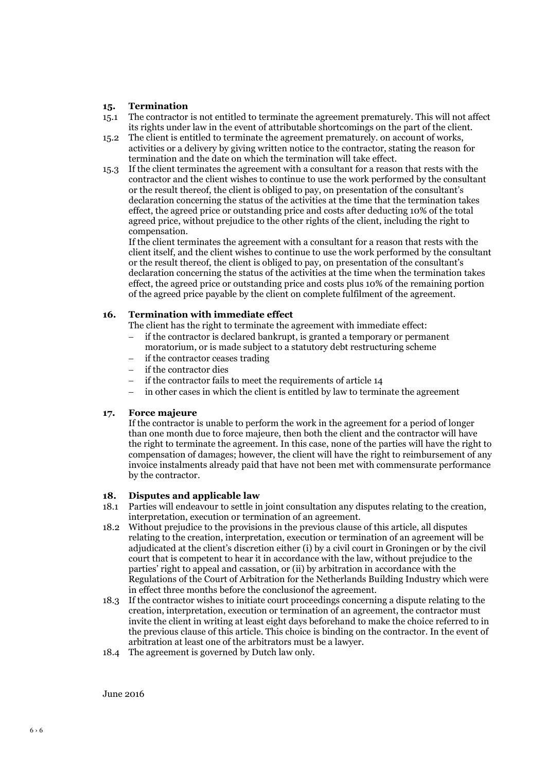## 15. Termination

15.1 The contractor is not entitled to terminate the agreement prematurely. This will not affect its rights under law in the event of attributable shortcomings on the part of the client.

15.2 The client is entitled to terminate the agreement prematurely. on account of works, activities or a delivery by giving written notice to the contractor, stating the reason for termination and the date on which the termination will take effect.

15.3 If the client terminates the agreement with a consultant for a reason that rests with the contractor and the client wishes to continue to use the work performed by the consultant or the result thereof, the client is obliged to pay, on presentation of the consultant's declaration concerning the status of the activities at the time that the termination takes effect, the agreed price or outstanding price and costs after deducting 10% of the total agreed price, without prejudice to the other rights of the client, including the right to compensation.

If the client terminates the agreement with a consultant for a reason that rests with the client itself, and the client wishes to continue to use the work performed by the consultant or the result thereof, the client is obliged to pay, on presentation of the consultant's declaration concerning the status of the activities at the time when the termination takes effect, the agreed price or outstanding price and costs plus 10% of the remaining portion of the agreed price payable by the client on complete fulfilment of the agreement.

## 16. Termination with immediate effect

The client has the right to terminate the agreement with immediate effect:

- if the contractor is declared bankrupt, is granted a temporary or permanent moratorium, or is made subject to a statutory debt restructuring scheme
- if the contractor ceases trading
- if the contractor dies
- if the contractor fails to meet the requirements of article 14
- in other cases in which the client is entitled by law to terminate the agreement

## 17. Force majeure

If the contractor is unable to perform the work in the agreement for a period of longer than one month due to force majeure, then both the client and the contractor will have the right to terminate the agreement. In this case, none of the parties will have the right to compensation of damages; however, the client will have the right to reimbursement of any invoice instalments already paid that have not been met with commensurate performance by the contractor.

## 18. Disputes and applicable law

18.1 Parties will endeavour to settle in joint consultation any disputes relating to the creation, interpretation, execution or termination of an agreement.

18.2 Without prejudice to the provisions in the previous clause of this article, all disputes relating to the creation, interpretation, execution or termination of an agreement will be adjudicated at the client's discretion either (i) by a civil court in Groningen or by the civil court that is competent to hear it in accordance with the law, without prejudice to the parties' right to appeal and cassation, or (ii) by arbitration in accordance with the Regulations of the Court of Arbitration for the Netherlands Building Industry which were in effect three months before the conclusionof the agreement.

18.3 If the contractor wishes to initiate court proceedings concerning a dispute relating to the creation, interpretation, execution or termination of an agreement, the contractor must invite the client in writing at least eight days beforehand to make the choice referred to in the previous clause of this article. This choice is binding on the contractor. In the event of arbitration at least one of the arbitrators must be a lawyer.

18.4 The agreement is governed by Dutch law only.

June 2016